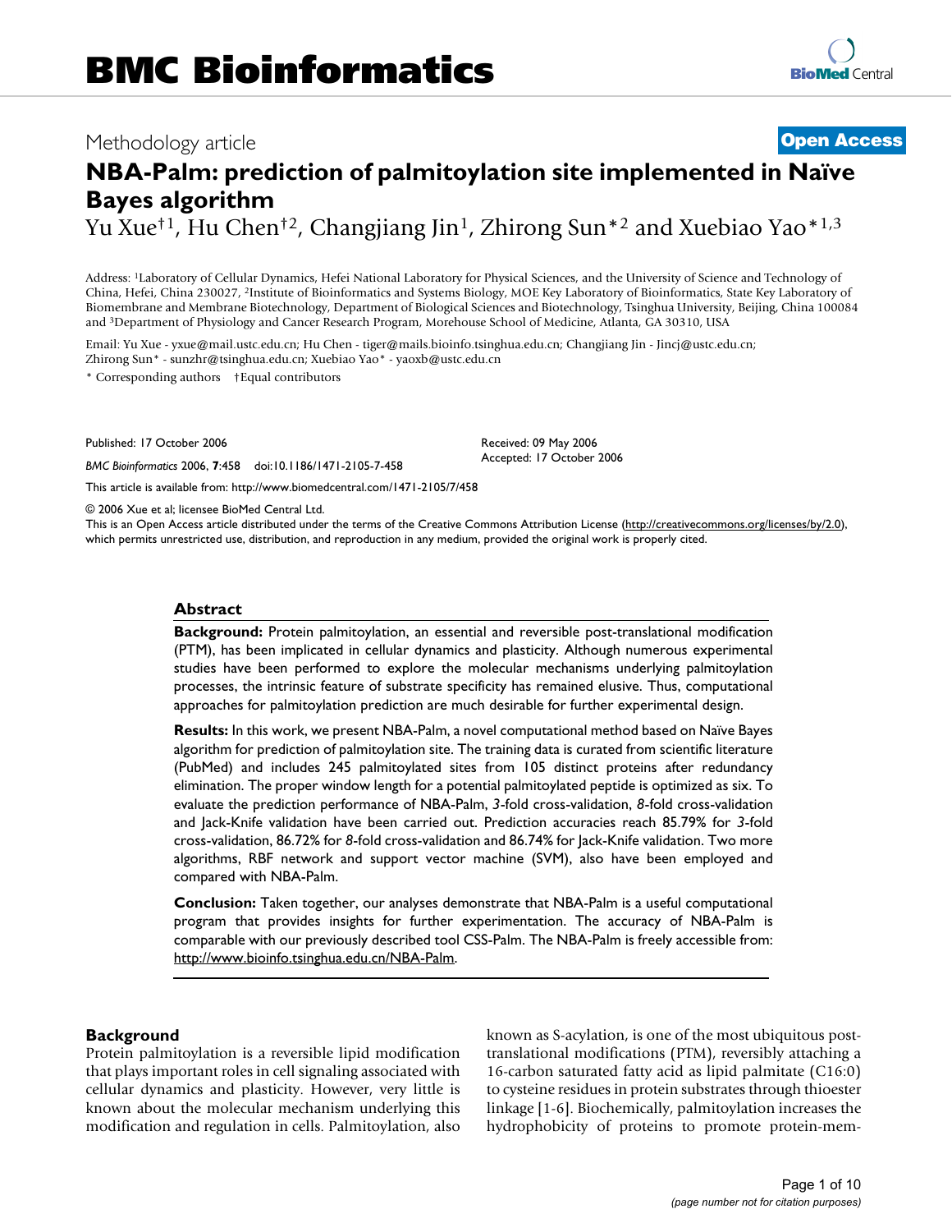# BMC Bioinformatics

Methodology article **Open Access**

# NBA-Palm: prediction of palmitoylation site implemented in Naïve Bayes algorithm

Yu Xue†[1], Hu Chen†[2], Changjiang Jin[1], Zhirong Sun*[2] and Xuebiao Yao*[1,3]

Address: [1]Laboratory of Cellular Dynamics, Hefei National Laboratory for Physical Sciences, and the University of Science and Technology of China, Hefei, China 230027, [2]Institute of Bioinformatics and Systems Biology, MOE Key Laboratory of Bioinformatics, State Key Laboratory of Biomembrane and Membrane Biotechnology, Department of Biological Sciences and Biotechnology, Tsinghua University, Beijing, China 100084 and [3]Department of Physiology and Cancer Research Program, Morehouse School of Medicine, Atlanta, GA 30310, USA

Email: Yu Xue - yxue@mail.ustc.edu.cn; Hu Chen - tiger@mails.bioinfo.tsinghua.edu.cn; Changjiang Jin - Jincj@ustc.edu.cn; Zhirong Sun* - sunzhr@tsinghua.edu.cn; Xuebiao Yao* - yaoxb@ustc.edu.cn

\* Corresponding authors †Equal contributors

Published: 17 October 2006

*BMC Bioinformatics* 2006, **7**:458 doi:10.1186/1471-2105-7-458

Received: 09 May 2006
Accepted: 17 October 2006

This article is available from: http://www.biomedcentral.com/1471-2105/7/458

© 2006 Xue et al; licensee BioMed Central Ltd.
This is an Open Access article distributed under the terms of the Creative Commons Attribution License (http://creativecommons.org/licenses/by/2.0), which permits unrestricted use, distribution, and reproduction in any medium, provided the original work is properly cited.

## Abstract

**Background:** Protein palmitoylation, an essential and reversible post-translational modification (PTM), has been implicated in cellular dynamics and plasticity. Although numerous experimental studies have been performed to explore the molecular mechanisms underlying palmitoylation processes, the intrinsic feature of substrate specificity has remained elusive. Thus, computational approaches for palmitoylation prediction are much desirable for further experimental design.

**Results:** In this work, we present NBA-Palm, a novel computational method based on Naïve Bayes algorithm for prediction of palmitoylation site. The training data is curated from scientific literature (PubMed) and includes 245 palmitoylated sites from 105 distinct proteins after redundancy elimination. The proper window length for a potential palmitoylated peptide is optimized as six. To evaluate the prediction performance of NBA-Palm, *3*-fold cross-validation, *8*-fold cross-validation and Jack-Knife validation have been carried out. Prediction accuracies reach 85.79% for *3*-fold cross-validation, 86.72% for *8*-fold cross-validation and 86.74% for Jack-Knife validation. Two more algorithms, RBF network and support vector machine (SVM), also have been employed and compared with NBA-Palm.

**Conclusion:** Taken together, our analyses demonstrate that NBA-Palm is a useful computational program that provides insights for further experimentation. The accuracy of NBA-Palm is comparable with our previously described tool CSS-Palm. The NBA-Palm is freely accessible from: http://www.bioinfo.tsinghua.edu.cn/NBA-Palm.

## Background

Protein palmitoylation is a reversible lipid modification that plays important roles in cell signaling associated with cellular dynamics and plasticity. However, very little is known about the molecular mechanism underlying this modification and regulation in cells. Palmitoylation, also known as S-acylation, is one of the most ubiquitous post-translational modifications (PTM), reversibly attaching a 16-carbon saturated fatty acid as lipid palmitate (C16:0) to cysteine residues in protein substrates through thioester linkage [1-6]. Biochemically, palmitoylation increases the hydrophobicity of proteins to promote protein-mem-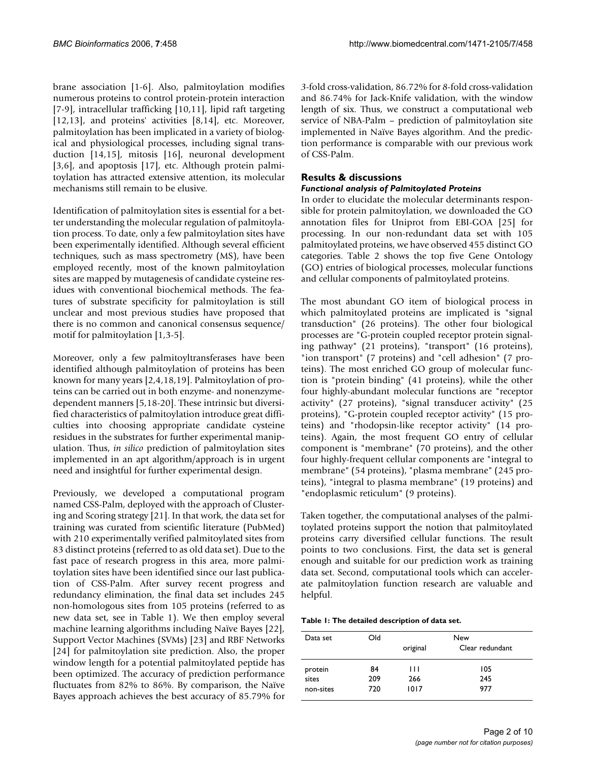brane association [1-6]. Also, palmitoylation modifies numerous proteins to control protein-protein interaction [7-9], intracellular trafficking [10,11], lipid raft targeting [12,13], and proteins' activities [8,14], etc. Moreover, palmitoylation has been implicated in a variety of biological and physiological processes, including signal transduction [14,15], mitosis [16], neuronal development [3,6], and apoptosis [17], etc. Although protein palmitoylation has attracted extensive attention, its molecular mechanisms still remain to be elusive.

Identification of palmitoylation sites is essential for a better understanding the molecular regulation of palmitoylation process. To date, only a few palmitoylation sites have been experimentally identified. Although several efficient techniques, such as mass spectrometry (MS), have been employed recently, most of the known palmitoylation sites are mapped by mutagenesis of candidate cysteine residues with conventional biochemical methods. The features of substrate specificity for palmitoylation is still unclear and most previous studies have proposed that there is no common and canonical consensus sequence/motif for palmitoylation [1,3-5].

Moreover, only a few palmitoyltransferases have been identified although palmitoylation of proteins has been known for many years [2,4,18,19]. Palmitoylation of proteins can be carried out in both enzyme- and nonenzyme-dependent manners [5,18-20]. These intrinsic but diversified characteristics of palmitoylation introduce great difficulties into choosing appropriate candidate cysteine residues in the substrates for further experimental manipulation. Thus, *in silico* prediction of palmitoylation sites implemented in an apt algorithm/approach is in urgent need and insightful for further experimental design.

Previously, we developed a computational program named CSS-Palm, deployed with the approach of Clustering and Scoring strategy [21]. In that work, the data set for training was curated from scientific literature (PubMed) with 210 experimentally verified palmitoylated sites from 83 distinct proteins (referred to as old data set). Due to the fast pace of research progress in this area, more palmitoylation sites have been identified since our last publication of CSS-Palm. After survey recent progress and redundancy elimination, the final data set includes 245 non-homologous sites from 105 proteins (referred to as new data set, see in Table 1). We then employ several machine learning algorithms including Naïve Bayes [22], Support Vector Machines (SVMs) [23] and RBF Networks [24] for palmitoylation site prediction. Also, the proper window length for a potential palmitoylated peptide has been optimized. The accuracy of prediction performance fluctuates from 82% to 86%. By comparison, the Naïve Bayes approach achieves the best accuracy of 85.79% for *3*-fold cross-validation, 86.72% for *8*-fold cross-validation and 86.74% for Jack-Knife validation, with the window length of six. Thus, we construct a computational web service of NBA-Palm – prediction of palmitoylation site implemented in Naïve Bayes algorithm. And the prediction performance is comparable with our previous work of CSS-Palm.

## Results & discussions

### *Functional analysis of Palmitoylated Proteins*

In order to elucidate the molecular determinants responsible for protein palmitoylation, we downloaded the GO annotation files for Uniprot from EBI-GOA [25] for processing. In our non-redundant data set with 105 palmitoylated proteins, we have observed 455 distinct GO categories. Table 2 shows the top five Gene Ontology (GO) entries of biological processes, molecular functions and cellular components of palmitoylated proteins.

The most abundant GO item of biological process in which palmitoylated proteins are implicated is "signal transduction" (26 proteins). The other four biological processes are "G-protein coupled receptor protein signaling pathway" (21 proteins), "transport" (16 proteins), "ion transport" (7 proteins) and "cell adhesion" (7 proteins). The most enriched GO group of molecular function is "protein binding" (41 proteins), while the other four highly-abundant molecular functions are "receptor activity" (27 proteins), "signal transducer activity" (25 proteins), "G-protein coupled receptor activity" (15 proteins) and "rhodopsin-like receptor activity" (14 proteins). Again, the most frequent GO entry of cellular component is "membrane" (70 proteins), and the other four highly-frequent cellular components are "integral to membrane" (54 proteins), "plasma membrane" (245 proteins), "integral to plasma membrane" (19 proteins) and "endoplasmic reticulum" (9 proteins).

Taken together, the computational analyses of the palmitoylated proteins support the notion that palmitoylated proteins carry diversified cellular functions. The result points to two conclusions. First, the data set is general enough and suitable for our prediction work as training data set. Second, computational tools which can accelerate palmitoylation function research are valuable and helpful.

**Table 1: The detailed description of data set.**

| Data set | Old | New | |
|---|---|---|---|
| | | original | Clear redundant |
| protein | 84 | 111 | 105 |
| sites | 209 | 266 | 245 |
| non-sites | 720 | 1017 | 977 |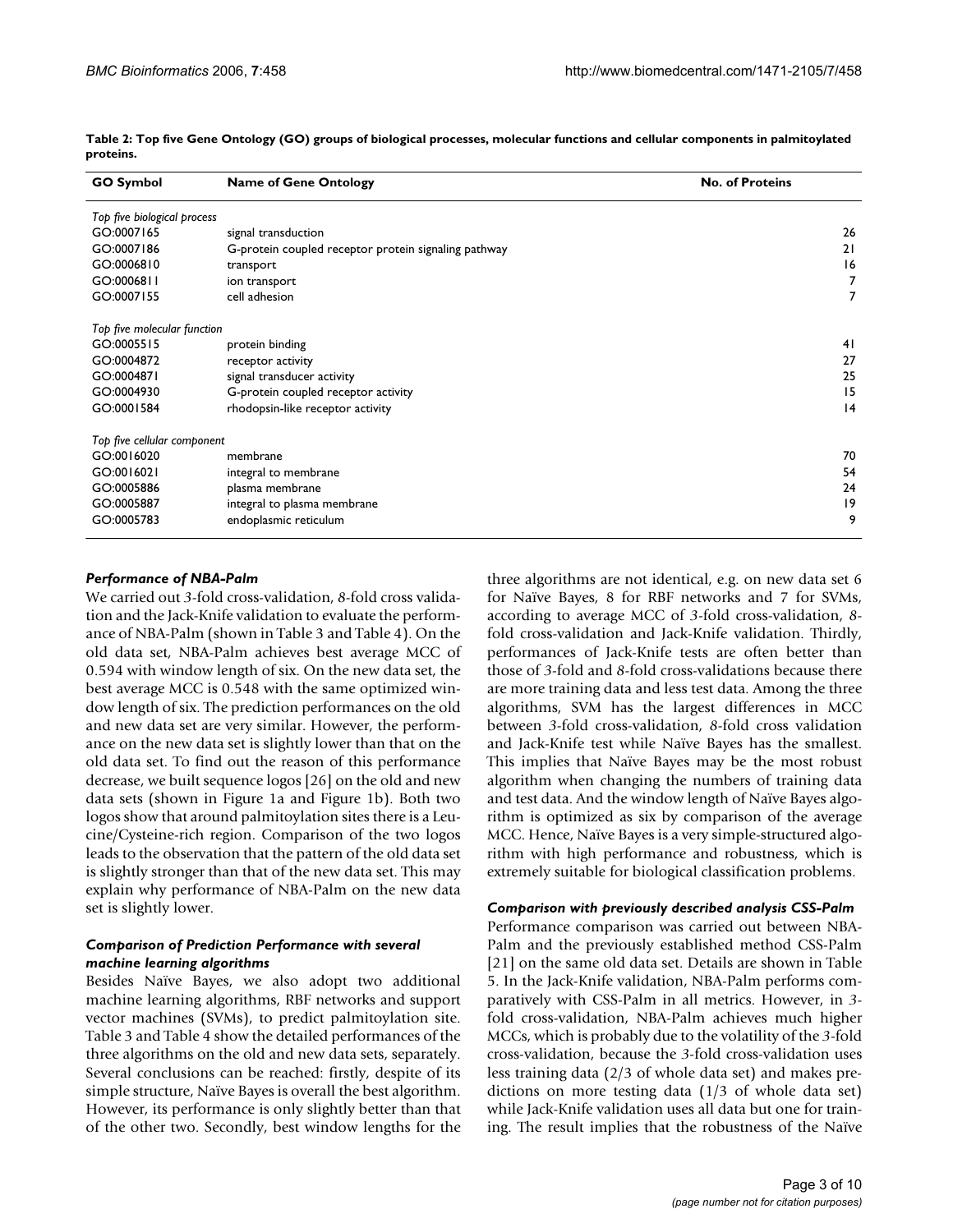**Table 2: Top five Gene Ontology (GO) groups of biological processes, molecular functions and cellular components in palmitoylated proteins.**

| GO Symbol | Name of Gene Ontology | No. of Proteins |
| --- | --- | --- |
| *Top five biological process* | | |
| GO:0007165 | signal transduction | 26 |
| GO:0007186 | G-protein coupled receptor protein signaling pathway | 21 |
| GO:0006810 | transport | 16 |
| GO:0006811 | ion transport | 7 |
| GO:0007155 | cell adhesion | 7 |
| *Top five molecular function* | | |
| GO:0005515 | protein binding | 41 |
| GO:0004872 | receptor activity | 27 |
| GO:0004871 | signal transducer activity | 25 |
| GO:0004930 | G-protein coupled receptor activity | 15 |
| GO:0001584 | rhodopsin-like receptor activity | 14 |
| *Top five cellular component* | | |
| GO:0016020 | membrane | 70 |
| GO:0016021 | integral to membrane | 54 |
| GO:0005886 | plasma membrane | 24 |
| GO:0005887 | integral to plasma membrane | 19 |
| GO:0005783 | endoplasmic reticulum | 9 |

### *Performance of NBA-Palm*

We carried out *3*-fold cross-validation, *8*-fold cross validation and the Jack-Knife validation to evaluate the performance of NBA-Palm (shown in Table 3 and Table 4). On the old data set, NBA-Palm achieves best average MCC of 0.594 with window length of six. On the new data set, the best average MCC is 0.548 with the same optimized window length of six. The prediction performances on the old and new data set are very similar. However, the performance on the new data set is slightly lower than that on the old data set. To find out the reason of this performance decrease, we built sequence logos [26] on the old and new data sets (shown in Figure 1a and Figure 1b). Both two logos show that around palmitoylation sites there is a Leucine/Cysteine-rich region. Comparison of the two logos leads to the observation that the pattern of the old data set is slightly stronger than that of the new data set. This may explain why performance of NBA-Palm on the new data set is slightly lower.

### *Comparison of Prediction Performance with several machine learning algorithms*

Besides Naïve Bayes, we also adopt two additional machine learning algorithms, RBF networks and support vector machines (SVMs), to predict palmitoylation site. Table 3 and Table 4 show the detailed performances of the three algorithms on the old and new data sets, separately. Several conclusions can be reached: firstly, despite of its simple structure, Naïve Bayes is overall the best algorithm. However, its performance is only slightly better than that of the other two. Secondly, best window lengths for the three algorithms are not identical, e.g. on new data set 6 for Naïve Bayes, 8 for RBF networks and 7 for SVMs, according to average MCC of *3*-fold cross-validation, *8*-fold cross-validation and Jack-Knife validation. Thirdly, performances of Jack-Knife tests are often better than those of *3*-fold and *8*-fold cross-validations because there are more training data and less test data. Among the three algorithms, SVM has the largest differences in MCC between *3*-fold cross-validation, *8*-fold cross validation and Jack-Knife test while Naïve Bayes has the smallest. This implies that Naïve Bayes may be the most robust algorithm when changing the numbers of training data and test data. And the window length of Naïve Bayes algorithm is optimized as six by comparison of the average MCC. Hence, Naïve Bayes is a very simple-structured algorithm with high performance and robustness, which is extremely suitable for biological classification problems.

### *Comparison with previously described analysis CSS-Palm*

Performance comparison was carried out between NBA-Palm and the previously established method CSS-Palm [21] on the same old data set. Details are shown in Table 5. In the Jack-Knife validation, NBA-Palm performs comparatively with CSS-Palm in all metrics. However, in *3*-fold cross-validation, NBA-Palm achieves much higher MCCs, which is probably due to the volatility of the *3*-fold cross-validation, because the *3*-fold cross-validation uses less training data (2/3 of whole data set) and makes predictions on more testing data (1/3 of whole data set) while Jack-Knife validation uses all data but one for training. The result implies that the robustness of the Naïve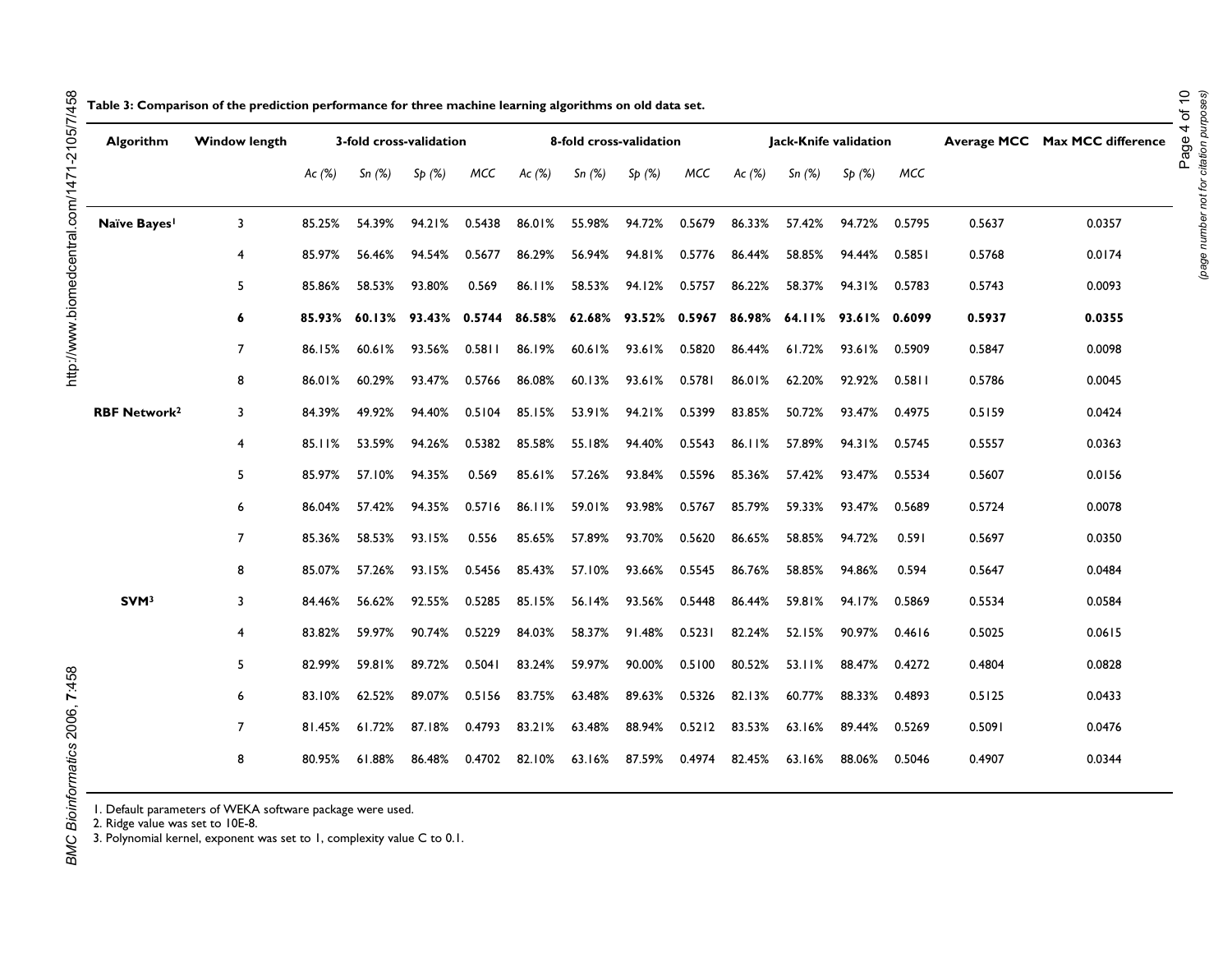**Table 3: Comparison of the prediction performance for three machine learning algorithms on old data set.**

| Algorithm | Window length | 3-fold cross-validation | | | | 8-fold cross-validation | | | | Jack-Knife validation | | | | Average MCC | Max MCC difference |
|---|---|---|---|---|---|---|---|---|---|---|---|---|---|---|---|
| | | *Ac (%)* | *Sn (%)* | *Sp (%)* | *MCC* | *Ac (%)* | *Sn (%)* | *Sp (%)* | *MCC* | *Ac (%)* | *Sn (%)* | *Sp (%)* | *MCC* | | |
| **Naïve Bayes**[1] | 3 | 85.25% | 54.39% | 94.21% | 0.5438 | 86.01% | 55.98% | 94.72% | 0.5679 | 86.33% | 57.42% | 94.72% | 0.5795 | 0.5637 | 0.0357 |
| | 4 | 85.97% | 56.46% | 94.54% | 0.5677 | 86.29% | 56.94% | 94.81% | 0.5776 | 86.44% | 58.85% | 94.44% | 0.5851 | 0.5768 | 0.0174 |
| | 5 | 85.86% | 58.53% | 93.80% | 0.569 | 86.11% | 58.53% | 94.12% | 0.5757 | 86.22% | 58.37% | 94.31% | 0.5783 | 0.5743 | 0.0093 |
| | **6** | **85.93%** | **60.13%** | **93.43%** | **0.5744** | **86.58%** | **62.68%** | **93.52%** | **0.5967** | **86.98%** | **64.11%** | **93.61%** | **0.6099** | **0.5937** | **0.0355** |
| | 7 | 86.15% | 60.61% | 93.56% | 0.5811 | 86.19% | 60.61% | 93.61% | 0.5820 | 86.44% | 61.72% | 93.61% | 0.5909 | 0.5847 | 0.0098 |
| | 8 | 86.01% | 60.29% | 93.47% | 0.5766 | 86.08% | 60.13% | 93.61% | 0.5781 | 86.01% | 62.20% | 92.92% | 0.5811 | 0.5786 | 0.0045 |
| **RBF Network**[2] | 3 | 84.39% | 49.92% | 94.40% | 0.5104 | 85.15% | 53.91% | 94.21% | 0.5399 | 83.85% | 50.72% | 93.47% | 0.4975 | 0.5159 | 0.0424 |
| | 4 | 85.11% | 53.59% | 94.26% | 0.5382 | 85.58% | 55.18% | 94.40% | 0.5543 | 86.11% | 57.89% | 94.31% | 0.5745 | 0.5557 | 0.0363 |
| | 5 | 85.97% | 57.10% | 94.35% | 0.569 | 85.61% | 57.26% | 93.84% | 0.5596 | 85.36% | 57.42% | 93.47% | 0.5534 | 0.5607 | 0.0156 |
| | 6 | 86.04% | 57.42% | 94.35% | 0.5716 | 86.11% | 59.01% | 93.98% | 0.5767 | 85.79% | 59.33% | 93.47% | 0.5689 | 0.5724 | 0.0078 |
| | 7 | 85.36% | 58.53% | 93.15% | 0.556 | 85.65% | 57.89% | 93.70% | 0.5620 | 86.65% | 58.85% | 94.72% | 0.591 | 0.5697 | 0.0350 |
| | 8 | 85.07% | 57.26% | 93.15% | 0.5456 | 85.43% | 57.10% | 93.66% | 0.5545 | 86.76% | 58.85% | 94.86% | 0.594 | 0.5647 | 0.0484 |
| **SVM**[3] | 3 | 84.46% | 56.62% | 92.55% | 0.5285 | 85.15% | 56.14% | 93.56% | 0.5448 | 86.44% | 59.81% | 94.17% | 0.5869 | 0.5534 | 0.0584 |
| | 4 | 83.82% | 59.97% | 90.74% | 0.5229 | 84.03% | 58.37% | 91.48% | 0.5231 | 82.24% | 52.15% | 90.97% | 0.4616 | 0.5025 | 0.0615 |
| | 5 | 82.99% | 59.81% | 89.72% | 0.5041 | 83.24% | 59.97% | 90.00% | 0.5100 | 80.52% | 53.11% | 88.47% | 0.4272 | 0.4804 | 0.0828 |
| | 6 | 83.10% | 62.52% | 89.07% | 0.5156 | 83.75% | 63.48% | 89.63% | 0.5326 | 82.13% | 60.77% | 88.33% | 0.4893 | 0.5125 | 0.0433 |
| | 7 | 81.45% | 61.72% | 87.18% | 0.4793 | 83.21% | 63.48% | 88.94% | 0.5212 | 83.53% | 63.16% | 89.44% | 0.5269 | 0.5091 | 0.0476 |
| | 8 | 80.95% | 61.88% | 86.48% | 0.4702 | 82.10% | 63.16% | 87.59% | 0.4974 | 82.45% | 63.16% | 88.06% | 0.5046 | 0.4907 | 0.0344 |

1. Default parameters of WEKA software package were used.
2. Ridge value was set to 10E-8.
3. Polynomial kernel, exponent was set to 1, complexity value C to 0.1.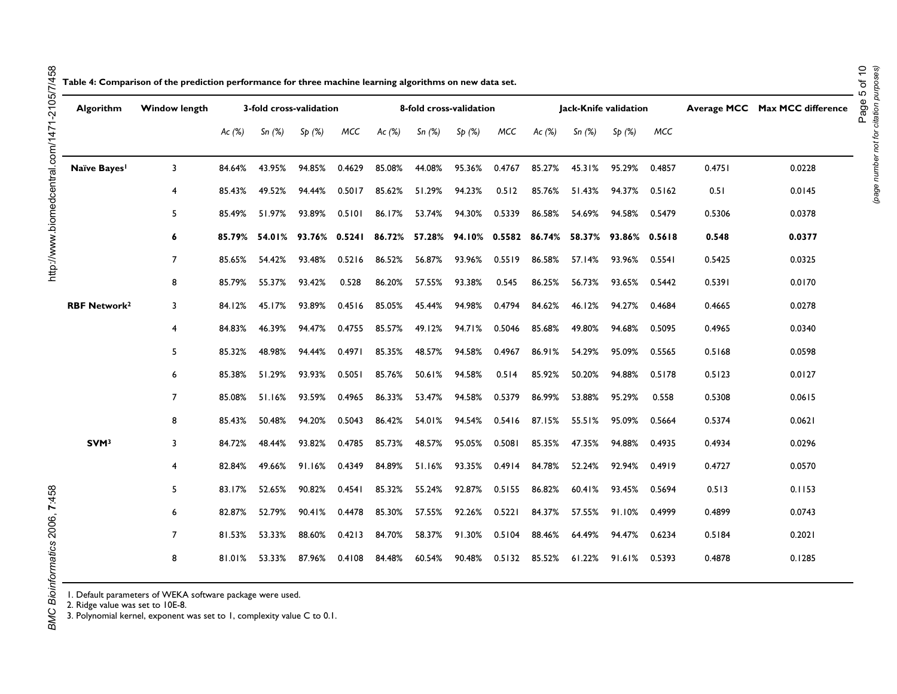**Table 4: Comparison of the prediction performance for three machine learning algorithms on new data set.**

| Algorithm | Window length | 3-fold cross-validation | | | | 8-fold cross-validation | | | | Jack-Knife validation | | | | Average MCC | Max MCC difference |
|---|---|---|---|---|---|---|---|---|---|---|---|---|---|---|---|
| | | *Ac (%)* | *Sn (%)* | *Sp (%)* | *MCC* | *Ac (%)* | *Sn (%)* | *Sp (%)* | *MCC* | *Ac (%)* | *Sn (%)* | *Sp (%)* | *MCC* | | |
| **Naïve Bayes[1]** | 3 | 84.64% | 43.95% | 94.85% | 0.4629 | 85.08% | 44.08% | 95.36% | 0.4767 | 85.27% | 45.31% | 95.29% | 0.4857 | 0.4751 | 0.0228 |
| | 4 | 85.43% | 49.52% | 94.44% | 0.5017 | 85.62% | 51.29% | 94.23% | 0.512 | 85.76% | 51.43% | 94.37% | 0.5162 | 0.51 | 0.0145 |
| | 5 | 85.49% | 51.97% | 93.89% | 0.5101 | 86.17% | 53.74% | 94.30% | 0.5339 | 86.58% | 54.69% | 94.58% | 0.5479 | 0.5306 | 0.0378 |
| | **6** | **85.79%** | **54.01%** | **93.76%** | **0.5241** | **86.72%** | **57.28%** | **94.10%** | **0.5582** | **86.74%** | **58.37%** | **93.86%** | **0.5618** | **0.548** | **0.0377** |
| | 7 | 85.65% | 54.42% | 93.48% | 0.5216 | 86.52% | 56.87% | 93.96% | 0.5519 | 86.58% | 57.14% | 93.96% | 0.5541 | 0.5425 | 0.0325 |
| | 8 | 85.79% | 55.37% | 93.42% | 0.528 | 86.20% | 57.55% | 93.38% | 0.545 | 86.25% | 56.73% | 93.65% | 0.5442 | 0.5391 | 0.0170 |
| **RBF Network[2]** | 3 | 84.12% | 45.17% | 93.89% | 0.4516 | 85.05% | 45.44% | 94.98% | 0.4794 | 84.62% | 46.12% | 94.27% | 0.4684 | 0.4665 | 0.0278 |
| | 4 | 84.83% | 46.39% | 94.47% | 0.4755 | 85.57% | 49.12% | 94.71% | 0.5046 | 85.68% | 49.80% | 94.68% | 0.5095 | 0.4965 | 0.0340 |
| | 5 | 85.32% | 48.98% | 94.44% | 0.4971 | 85.35% | 48.57% | 94.58% | 0.4967 | 86.91% | 54.29% | 95.09% | 0.5565 | 0.5168 | 0.0598 |
| | 6 | 85.38% | 51.29% | 93.93% | 0.5051 | 85.76% | 50.61% | 94.58% | 0.514 | 85.92% | 50.20% | 94.88% | 0.5178 | 0.5123 | 0.0127 |
| | 7 | 85.08% | 51.16% | 93.59% | 0.4965 | 86.33% | 53.47% | 94.58% | 0.5379 | 86.99% | 53.88% | 95.29% | 0.558 | 0.5308 | 0.0615 |
| | 8 | 85.43% | 50.48% | 94.20% | 0.5043 | 86.42% | 54.01% | 94.54% | 0.5416 | 87.15% | 55.51% | 95.09% | 0.5664 | 0.5374 | 0.0621 |
| **SVM[3]** | 3 | 84.72% | 48.44% | 93.82% | 0.4785 | 85.73% | 48.57% | 95.05% | 0.5081 | 85.35% | 47.35% | 94.88% | 0.4935 | 0.4934 | 0.0296 |
| | 4 | 82.84% | 49.66% | 91.16% | 0.4349 | 84.89% | 51.16% | 93.35% | 0.4914 | 84.78% | 52.24% | 92.94% | 0.4919 | 0.4727 | 0.0570 |
| | 5 | 83.17% | 52.65% | 90.82% | 0.4541 | 85.32% | 55.24% | 92.87% | 0.5155 | 86.82% | 60.41% | 93.45% | 0.5694 | 0.513 | 0.1153 |
| | 6 | 82.87% | 52.79% | 90.41% | 0.4478 | 85.30% | 57.55% | 92.26% | 0.5221 | 84.37% | 57.55% | 91.10% | 0.4999 | 0.4899 | 0.0743 |
| | 7 | 81.53% | 53.33% | 88.60% | 0.4213 | 84.70% | 58.37% | 91.30% | 0.5104 | 88.46% | 64.49% | 94.47% | 0.6234 | 0.5184 | 0.2021 |
| | 8 | 81.01% | 53.33% | 87.96% | 0.4108 | 84.48% | 60.54% | 90.48% | 0.5132 | 85.52% | 61.22% | 91.61% | 0.5393 | 0.4878 | 0.1285 |

1. Default parameters of WEKA software package were used.
2. Ridge value was set to 10E-8.
3. Polynomial kernel, exponent was set to 1, complexity value C to 0.1.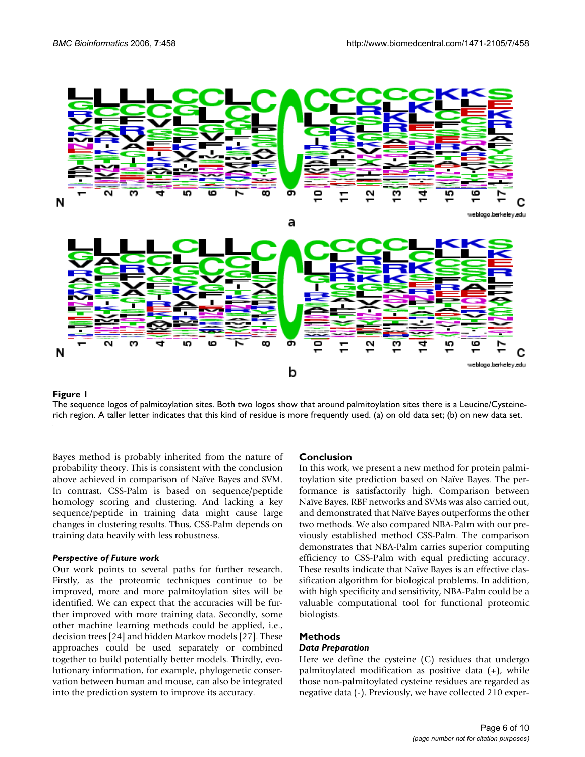N
1 2 3 4 5 6 7 8 9 10 11 12 13 14 15 16 17
C
weblogo.berkeley.edu

a

N
1 2 3 4 5 6 7 8 9 10 11 12 13 14 15 16 17
C
weblogo.berkeley.edu

b

**Figure 1**
The sequence logos of palmitoylation sites. Both two logos show that around palmitoylation sites there is a Leucine/Cysteine-rich region. A taller letter indicates that this kind of residue is more frequently used. (a) on old data set; (b) on new data set.

Bayes method is probably inherited from the nature of probability theory. This is consistent with the conclusion above achieved in comparison of Naïve Bayes and SVM. In contrast, CSS-Palm is based on sequence/peptide homology scoring and clustering. And lacking a key sequence/peptide in training data might cause large changes in clustering results. Thus, CSS-Palm depends on training data heavily with less robustness.

### *Perspective of Future work*

Our work points to several paths for further research. Firstly, as the proteomic techniques continue to be improved, more and more palmitoylation sites will be identified. We can expect that the accuracies will be further improved with more training data. Secondly, some other machine learning methods could be applied, i.e., decision trees [24] and hidden Markov models [27]. These approaches could be used separately or combined together to build potentially better models. Thirdly, evolutionary information, for example, phylogenetic conservation between human and mouse, can also be integrated into the prediction system to improve its accuracy.

## Conclusion

In this work, we present a new method for protein palmitoylation site prediction based on Naïve Bayes. The performance is satisfactorily high. Comparison between Naïve Bayes, RBF networks and SVMs was also carried out, and demonstrated that Naïve Bayes outperforms the other two methods. We also compared NBA-Palm with our previously established method CSS-Palm. The comparison demonstrates that NBA-Palm carries superior computing efficiency to CSS-Palm with equal predicting accuracy. These results indicate that Naïve Bayes is an effective classification algorithm for biological problems. In addition, with high specificity and sensitivity, NBA-Palm could be a valuable computational tool for functional proteomic biologists.

## Methods

### *Data Preparation*

Here we define the cysteine (C) residues that undergo palmitoylated modification as positive data (+), while those non-palmitoylated cysteine residues are regarded as negative data (-). Previously, we have collected 210 exper-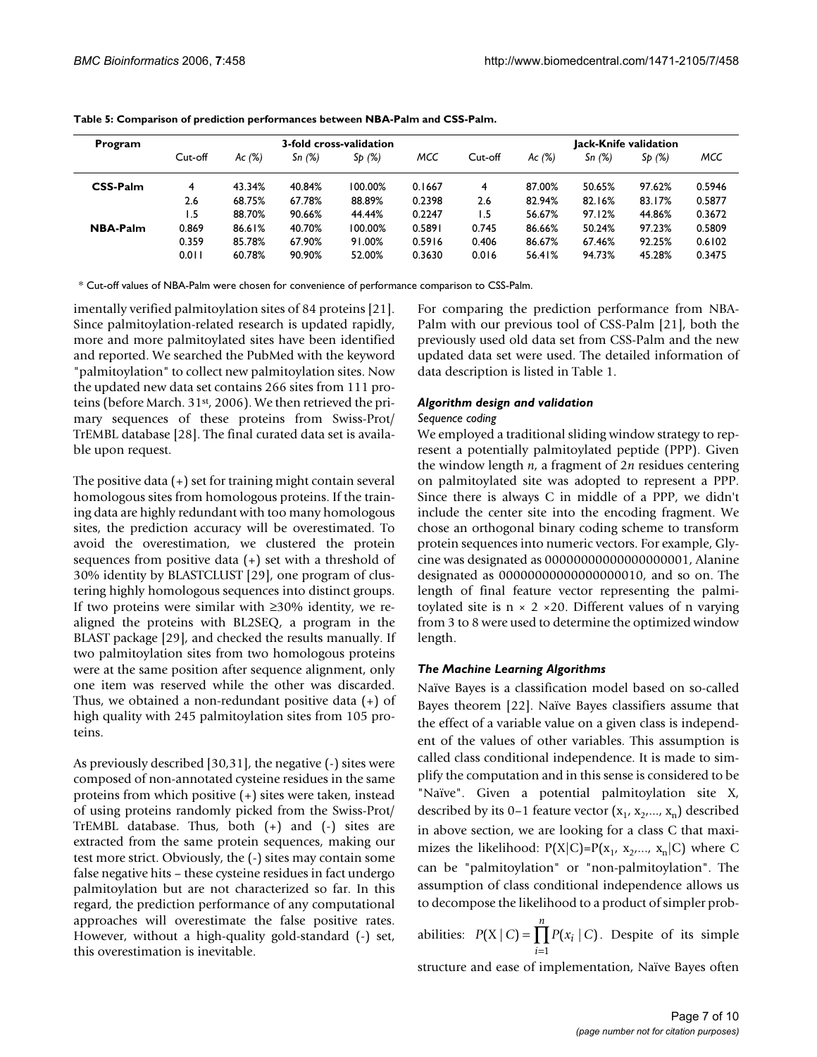**Table 5: Comparison of prediction performances between NBA-Palm and CSS-Palm.**

| Program | 3-fold cross-validation | | | | | Jack-Knife validation | | | | |
|---|---|---|---|---|---|---|---|---|---|---|
| | Cut-off | *Ac (%)* | *Sn (%)* | *Sp (%)* | *MCC* | Cut-off | *Ac (%)* | *Sn (%)* | *Sp (%)* | *MCC* |
| **CSS-Palm** | 4 | 43.34% | 40.84% | 100.00% | 0.1667 | 4 | 87.00% | 50.65% | 97.62% | 0.5946 |
| | 2.6 | 68.75% | 67.78% | 88.89% | 0.2398 | 2.6 | 82.94% | 82.16% | 83.17% | 0.5877 |
| | 1.5 | 88.70% | 90.66% | 44.44% | 0.2247 | 1.5 | 56.67% | 97.12% | 44.86% | 0.3672 |
| **NBA-Palm** | 0.869 | 86.61% | 40.70% | 100.00% | 0.5891 | 0.745 | 86.66% | 50.24% | 97.23% | 0.5809 |
| | 0.359 | 85.78% | 67.90% | 91.00% | 0.5916 | 0.406 | 86.67% | 67.46% | 92.25% | 0.6102 |
| | 0.011 | 60.78% | 90.90% | 52.00% | 0.3630 | 0.016 | 56.41% | 94.73% | 45.28% | 0.3475 |

\* Cut-off values of NBA-Palm were chosen for convenience of performance comparison to CSS-Palm.

imentally verified palmitoylation sites of 84 proteins [21]. Since palmitoylation-related research is updated rapidly, more and more palmitoylated sites have been identified and reported. We searched the PubMed with the keyword "palmitoylation" to collect new palmitoylation sites. Now the updated new data set contains 266 sites from 111 proteins (before March. 31st, 2006). We then retrieved the primary sequences of these proteins from Swiss-Prot/TrEMBL database [28]. The final curated data set is available upon request.

The positive data (+) set for training might contain several homologous sites from homologous proteins. If the training data are highly redundant with too many homologous sites, the prediction accuracy will be overestimated. To avoid the overestimation, we clustered the protein sequences from positive data (+) set with a threshold of 30% identity by BLASTCLUST [29], one program of clustering highly homologous sequences into distinct groups. If two proteins were similar with ≥30% identity, we re-aligned the proteins with BL2SEQ, a program in the BLAST package [29], and checked the results manually. If two palmitoylation sites from two homologous proteins were at the same position after sequence alignment, only one item was reserved while the other was discarded. Thus, we obtained a non-redundant positive data (+) of high quality with 245 palmitoylation sites from 105 proteins.

As previously described [30,31], the negative (-) sites were composed of non-annotated cysteine residues in the same proteins from which positive (+) sites were taken, instead of using proteins randomly picked from the Swiss-Prot/TrEMBL database. Thus, both (+) and (-) sites are extracted from the same protein sequences, making our test more strict. Obviously, the (-) sites may contain some false negative hits – these cysteine residues in fact undergo palmitoylation but are not characterized so far. In this regard, the prediction performance of any computational approaches will overestimate the false positive rates. However, without a high-quality gold-standard (-) set, this overestimation is inevitable.

For comparing the prediction performance from NBA-Palm with our previous tool of CSS-Palm [21], both the previously used old data set from CSS-Palm and the new updated data set were used. The detailed information of data description is listed in Table 1.

### *Algorithm design and validation*

*Sequence coding*

We employed a traditional sliding window strategy to represent a potentially palmitoylated peptide (PPP). Given the window length *n*, a fragment of 2*n* residues centering on palmitoylated site was adopted to represent a PPP. Since there is always C in middle of a PPP, we didn't include the center site into the encoding fragment. We chose an orthogonal binary coding scheme to transform protein sequences into numeric vectors. For example, Glycine was designated as 00000000000000000001, Alanine designated as 00000000000000000010, and so on. The length of final feature vector representing the palmitoylated site is n × 2 ×20. Different values of n varying from 3 to 8 were used to determine the optimized window length.

### *The Machine Learning Algorithms*

Naïve Bayes is a classification model based on so-called Bayes theorem [22]. Naïve Bayes classifiers assume that the effect of a variable value on a given class is independent of the values of other variables. This assumption is called class conditional independence. It is made to simplify the computation and in this sense is considered to be "Naïve". Given a potential palmitoylation site X, described by its 0–1 feature vector $(x_1, x_2,..., x_n)$ described in above section, we are looking for a class C that maximizes the likelihood: $P(X|C)=P(x_1, x_2,..., x_n|C)$ where C can be "palmitoylation" or "non-palmitoylation". The assumption of class conditional independence allows us to decompose the likelihood to a product of simpler probabilities: $P(X \mid C) = \prod_{i=1}^{n} P(x_i \mid C)$. Despite of its simple structure and ease of implementation, Naïve Bayes often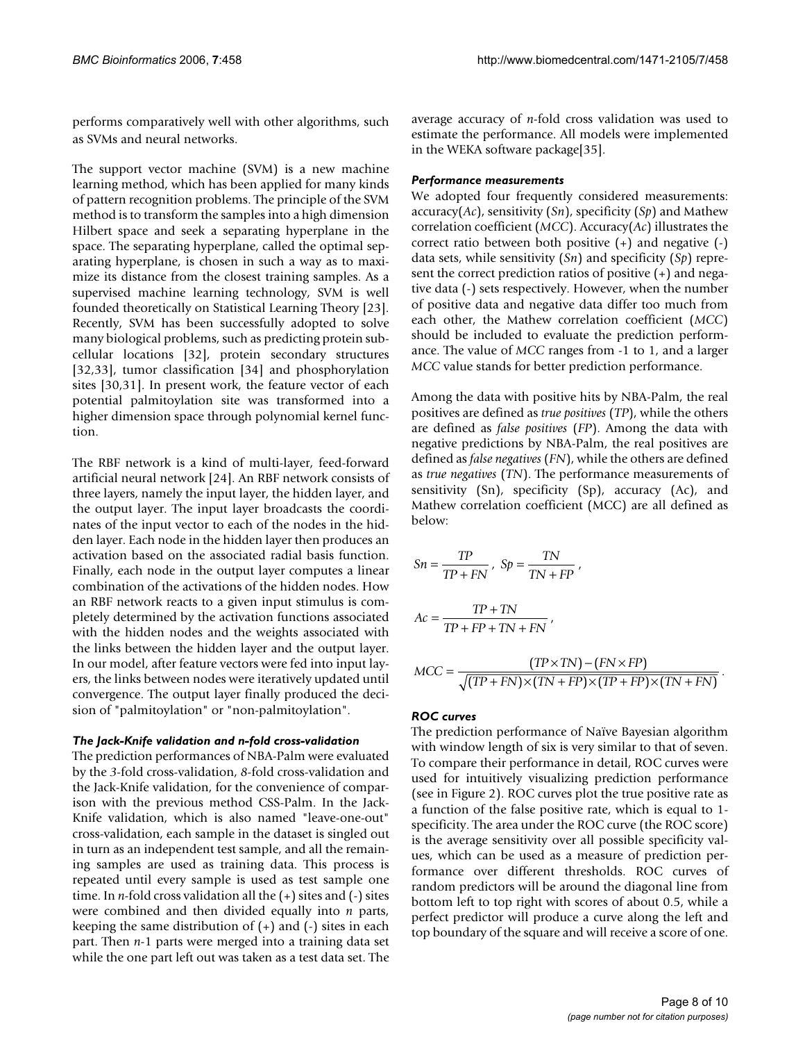performs comparatively well with other algorithms, such as SVMs and neural networks.

The support vector machine (SVM) is a new machine learning method, which has been applied for many kinds of pattern recognition problems. The principle of the SVM method is to transform the samples into a high dimension Hilbert space and seek a separating hyperplane in the space. The separating hyperplane, called the optimal separating hyperplane, is chosen in such a way as to maximize its distance from the closest training samples. As a supervised machine learning technology, SVM is well founded theoretically on Statistical Learning Theory [23]. Recently, SVM has been successfully adopted to solve many biological problems, such as predicting protein subcellular locations [32], protein secondary structures [32,33], tumor classification [34] and phosphorylation sites [30,31]. In present work, the feature vector of each potential palmitoylation site was transformed into a higher dimension space through polynomial kernel function.

The RBF network is a kind of multi-layer, feed-forward artificial neural network [24]. An RBF network consists of three layers, namely the input layer, the hidden layer, and the output layer. The input layer broadcasts the coordinates of the input vector to each of the nodes in the hidden layer. Each node in the hidden layer then produces an activation based on the associated radial basis function. Finally, each node in the output layer computes a linear combination of the activations of the hidden nodes. How an RBF network reacts to a given input stimulus is completely determined by the activation functions associated with the hidden nodes and the weights associated with the links between the hidden layer and the output layer. In our model, after feature vectors were fed into input layers, the links between nodes were iteratively updated until convergence. The output layer finally produced the decision of "palmitoylation" or "non-palmitoylation".

### *The Jack-Knife validation and n-fold cross-validation*

The prediction performances of NBA-Palm were evaluated by the *3*-fold cross-validation, *8*-fold cross-validation and the Jack-Knife validation, for the convenience of comparison with the previous method CSS-Palm. In the Jack-Knife validation, which is also named "leave-one-out" cross-validation, each sample in the dataset is singled out in turn as an independent test sample, and all the remaining samples are used as training data. This process is repeated until every sample is used as test sample one time. In *n*-fold cross validation all the (+) sites and (-) sites were combined and then divided equally into *n* parts, keeping the same distribution of (+) and (-) sites in each part. Then *n*-1 parts were merged into a training data set while the one part left out was taken as a test data set. The average accuracy of *n*-fold cross validation was used to estimate the performance. All models were implemented in the WEKA software package[35].

### *Performance measurements*

We adopted four frequently considered measurements: accuracy(*Ac*), sensitivity (*Sn*), specificity (*Sp*) and Mathew correlation coefficient (*MCC*). Accuracy(*Ac*) illustrates the correct ratio between both positive (+) and negative (-) data sets, while sensitivity (*Sn*) and specificity (*Sp*) represent the correct prediction ratios of positive (+) and negative data (-) sets respectively. However, when the number of positive data and negative data differ too much from each other, the Mathew correlation coefficient (*MCC*) should be included to evaluate the prediction performance. The value of *MCC* ranges from -1 to 1, and a larger *MCC* value stands for better prediction performance.

Among the data with positive hits by NBA-Palm, the real positives are defined as *true positives* (*TP*), while the others are defined as *false positives* (*FP*). Among the data with negative predictions by NBA-Palm, the real positives are defined as *false negatives* (*FN*), while the others are defined as *true negatives* (*TN*). The performance measurements of sensitivity (Sn), specificity (Sp), accuracy (Ac), and Mathew correlation coefficient (MCC) are all defined as below:

$$Sn = \frac{TP}{TP + FN},\ Sp = \frac{TN}{TN + FP},$$

$$Ac = \frac{TP + TN}{TP + FP + TN + FN},$$

$$MCC = \frac{(TP \times TN) - (FN \times FP)}{\sqrt{(TP + FN) \times (TN + FP) \times (TP + FP) \times (TN + FN)}}.$$

### *ROC curves*

The prediction performance of Naïve Bayesian algorithm with window length of six is very similar to that of seven. To compare their performance in detail, ROC curves were used for intuitively visualizing prediction performance (see in Figure 2). ROC curves plot the true positive rate as a function of the false positive rate, which is equal to 1-specificity. The area under the ROC curve (the ROC score) is the average sensitivity over all possible specificity values, which can be used as a measure of prediction performance over different thresholds. ROC curves of random predictors will be around the diagonal line from bottom left to top right with scores of about 0.5, while a perfect predictor will produce a curve along the left and top boundary of the square and will receive a score of one.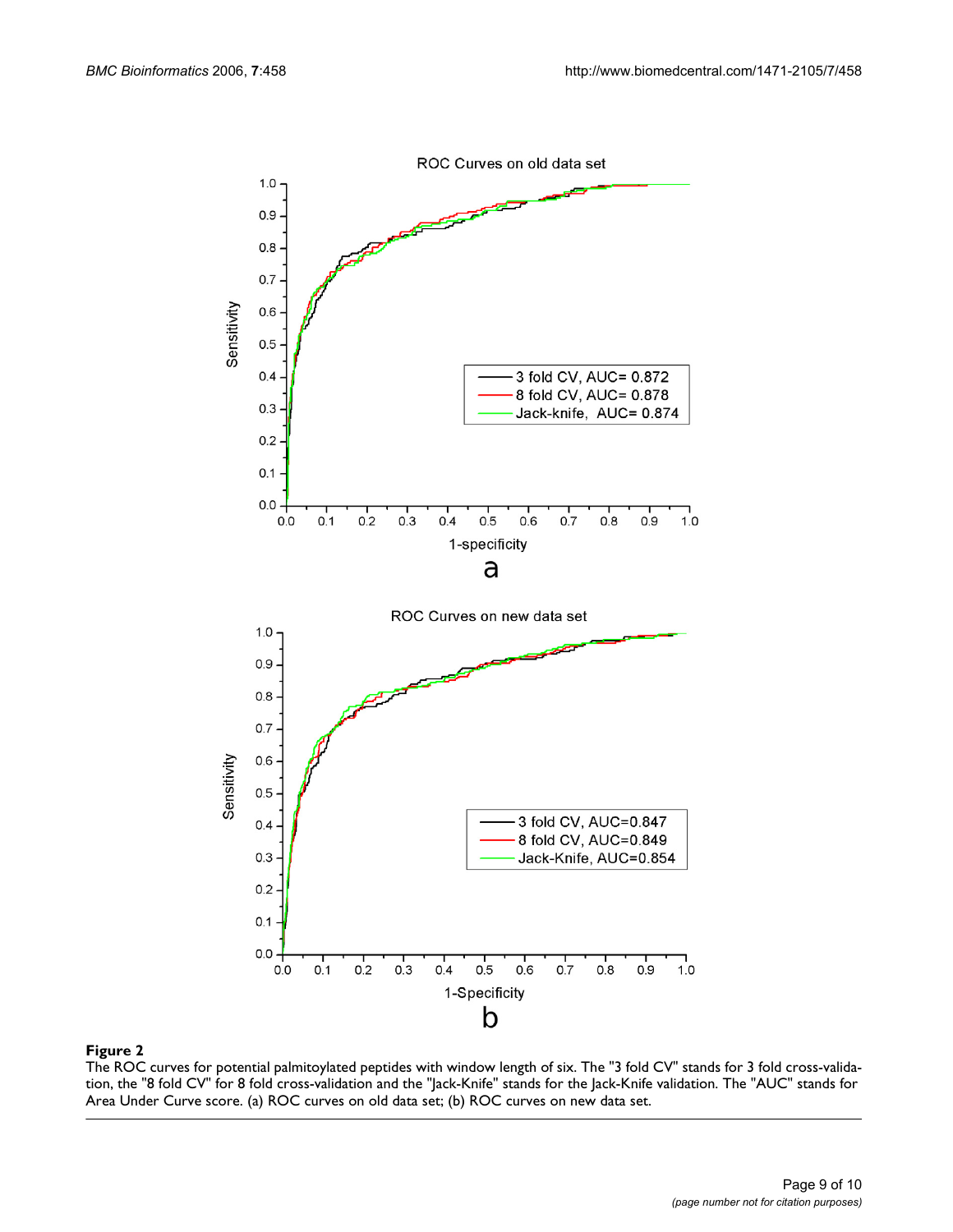**Figure 2**

The ROC curves for potential palmitoylated peptides with window length of six. The "3 fold CV" stands for 3 fold cross-validation, the "8 fold CV" for 8 fold cross-validation and the "Jack-Knife" stands for the Jack-Knife validation. The "AUC" stands for Area Under Curve score. (a) ROC curves on old data set; (b) ROC curves on new data set.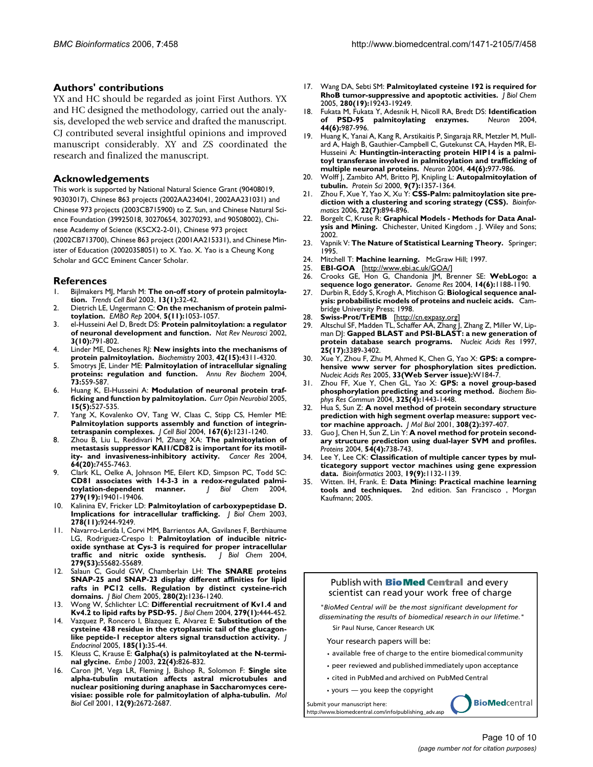## Authors' contributions

YX and HC should be regarded as joint First Authors. YX and HC designed the methodology, carried out the analysis, developed the web service and drafted the manuscript. CJ contributed several insightful opinions and improved manuscript considerably. XY and ZS coordinated the research and finalized the manuscript.

## Acknowledgements

This work is supported by National Natural Science Grant (90408019, 90303017), Chinese 863 projects (2002AA234041, 2002AA231031) and Chinese 973 projects (2003CB715900) to Z. Sun, and Chinese Natural Science Foundation (39925018, 30270654, 30270293, and 90508002), Chinese Academy of Science (KSCX2-2-01), Chinese 973 project (2002CB713700), Chinese 863 project (2001AA215331), and Chinese Minister of Education (20020358051) to X. Yao. X. Yao is a Cheung Kong Scholar and GCC Eminent Cancer Scholar.

## References

1. Bijlmakers MJ, Marsh M: **The on-off story of protein palmitoylation.** *Trends Cell Biol* 2003, **13(1)**:32-42.
2. Dietrich LE, Ungermann C: **On the mechanism of protein palmitoylation.** *EMBO Rep* 2004, **5(11)**:1053-1057.
3. el-Husseini Ael D, Bredt DS: **Protein palmitoylation: a regulator of neuronal development and function.** *Nat Rev Neurosci* 2002, **3(10)**:791-802.
4. Linder ME, Deschenes RJ: **New insights into the mechanisms of protein palmitoylation.** *Biochemistry* 2003, **42(15)**:4311-4320.
5. Smotrys JE, Linder ME: **Palmitoylation of intracellular signaling proteins: regulation and function.** *Annu Rev Biochem* 2004, **73**:559-587.
6. Huang K, El-Husseini A: **Modulation of neuronal protein trafficking and function by palmitoylation.** *Curr Opin Neurobiol* 2005, **15(5)**:527-535.
7. Yang X, Kovalenko OV, Tang W, Claas C, Stipp CS, Hemler ME: **Palmitoylation supports assembly and function of integrin-tetraspanin complexes.** *J Cell Biol* 2004, **167(6)**:1231-1240.
8. Zhou B, Liu L, Reddivari M, Zhang XA: **The palmitoylation of metastasis suppressor KAI1/CD82 is important for its motility- and invasiveness-inhibitory activity.** *Cancer Res* 2004, **64(20)**:7455-7463.
9. Clark KL, Oelke A, Johnson ME, Eilert KD, Simpson PC, Todd SC: **CD81 associates with 14-3-3 in a redox-regulated palmitoylation-dependent manner.** *J Biol Chem* 2004, **279(19)**:19401-19406.
10. Kalinina EV, Fricker LD: **Palmitoylation of carboxypeptidase D. Implications for intracellular trafficking.** *J Biol Chem* 2003, **278(11)**:9244-9249.
11. Navarro-Lerida I, Corvi MM, Barrientos AA, Gavilanes F, Berthiaume LG, Rodriguez-Crespo I: **Palmitoylation of inducible nitric-oxide synthase at Cys-3 is required for proper intracellular traffic and nitric oxide synthesis.** *J Biol Chem* 2004, **279(53)**:55682-55689.
12. Salaun C, Gould GW, Chamberlain LH: **The SNARE proteins SNAP-25 and SNAP-23 display different affinities for lipid rafts in PC12 cells. Regulation by distinct cysteine-rich domains.** *J Biol Chem* 2005, **280(2)**:1236-1240.
13. Wong W, Schlichter LC: **Differential recruitment of Kv1.4 and Kv4.2 to lipid rafts by PSD-95.** *J Biol Chem* 2004, **279(1)**:444-452.
14. Vazquez P, Roncero I, Blazquez E, Alvarez E: **Substitution of the cysteine 438 residue in the cytoplasmic tail of the glucagon-like peptide-1 receptor alters signal transduction activity.** *J Endocrinol* 2005, **185(1)**:35-44.
15. Kleuss C, Krause E: **Galpha(s) is palmitoylated at the N-terminal glycine.** *Embo J* 2003, **22(4)**:826-832.
16. Caron JM, Vega LR, Fleming J, Bishop R, Solomon F: **Single site alpha-tubulin mutation affects astral microtubules and nuclear positioning during anaphase in Saccharomyces cerevisiae: possible role for palmitoylation of alpha-tubulin.** *Mol Biol Cell* 2001, **12(9)**:2672-2687.
17. Wang DA, Sebti SM: **Palmitoylated cysteine 192 is required for RhoB tumor-suppressive and apoptotic activities.** *J Biol Chem* 2005, **280(19)**:19243-19249.
18. Fukata M, Fukata Y, Adesnik H, Nicoll RA, Bredt DS: **Identification of PSD-95 palmitoylating enzymes.** *Neuron* 2004, **44(6)**:987-996.
19. Huang K, Yanai A, Kang R, Arstikaitis P, Singaraja RR, Metzler M, Mullard A, Haigh B, Gauthier-Campbell C, Gutekunst CA, Hayden MR, El-Husseini A: **Huntingtin-interacting protein HIP14 is a palmitoyl transferase involved in palmitoylation and trafficking of multiple neuronal proteins.** *Neuron* 2004, **44(6)**:977-986.
20. Wolff J, Zambito AM, Britto PJ, Knipling L: **Autopalmitoylation of tubulin.** *Protein Sci* 2000, **9(7)**:1357-1364.
21. Zhou F, Xue Y, Yao X, Xu Y: **CSS-Palm: palmitoylation site prediction with a clustering and scoring strategy (CSS).** *Bioinformatics* 2006, **22(7)**:894-896.
22. Borgelt C, Kruse R: **Graphical Models - Methods for Data Analysis and Mining.** Chichester, United Kingdom , J. Wiley and Sons; 2002.
23. Vapnik V: **The Nature of Statistical Learning Theory.** Springer; 1995.
24. Mitchell T: **Machine learning.** McGraw Hill; 1997.
25. **EBI-GOA** [http://www.ebi.ac.uk/GOA/]
26. Crooks GE, Hon G, Chandonia JM, Brenner SE: **WebLogo: a sequence logo generator.** *Genome Res* 2004, **14(6)**:1188-1190.
27. Durbin R, Eddy S, Krogh A, Mitchison G: **Biological sequence analysis: probabilistic models of proteins and nucleic acids.** Cambridge University Press; 1998.
28. **Swiss-Prot/TrEMB** [http://cn.expasy.org]
29. Altschul SF, Madden TL, Schaffer AA, Zhang J, Zhang Z, Miller W, Lipman DJ: **Gapped BLAST and PSI-BLAST: a new generation of protein database search programs.** *Nucleic Acids Res* 1997, **25(17)**:3389-3402.
30. Xue Y, Zhou F, Zhu M, Ahmed K, Chen G, Yao X: **GPS: a comprehensive www server for phosphorylation sites prediction.** *Nucleic Acids Res* 2005, **33(Web Server issue)**:W184-7.
31. Zhou FF, Xue Y, Chen GL, Yao X: **GPS: a novel group-based phosphorylation predicting and scoring method.** *Biochem Biophys Res Commun* 2004, **325(4)**:1443-1448.
32. Hua S, Sun Z: **A novel method of protein secondary structure prediction with high segment overlap measure: support vector machine approach.** *J Mol Biol* 2001, **308(2)**:397-407.
33. Guo J, Chen H, Sun Z, Lin Y: **A novel method for protein secondary structure prediction using dual-layer SVM and profiles.** *Proteins* 2004, **54(4)**:738-743.
34. Lee Y, Lee CK: **Classification of multiple cancer types by multicategory support vector machines using gene expression data.** *Bioinformatics* 2003, **19(9)**:1132-1139.
35. Witten. IH, Frank. E: **Data Mining: Practical machine learning tools and techniques.** 2nd edition. San Francisco , Morgan Kaufmann; 2005.

Publish with **BioMed Central** and every scientist can read your work free of charge

*"BioMed Central will be the most significant development for disseminating the results of biomedical research in our lifetime."*
Sir Paul Nurse, Cancer Research UK

Your research papers will be:

- available free of charge to the entire biomedical community
- peer reviewed and published immediately upon acceptance
- cited in PubMed and archived on PubMed Central
- yours — you keep the copyright

Submit your manuscript here:
http://www.biomedcentral.com/info/publishing_adv.asp

BioMedcentral